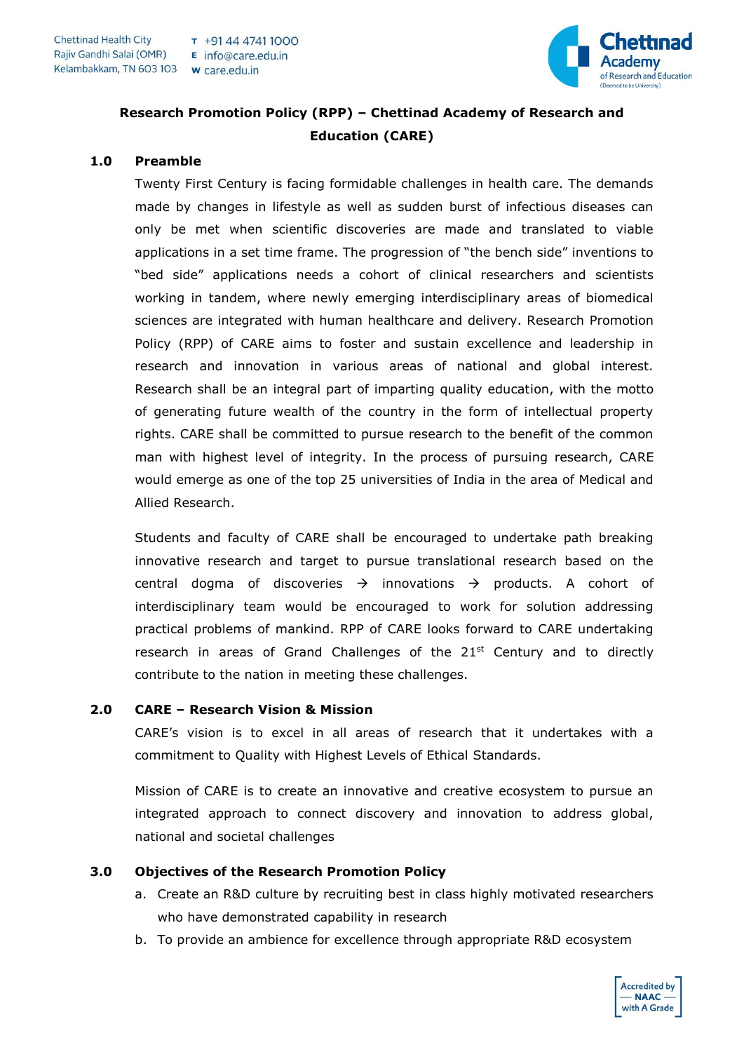# Research Promotion Policy (RPP) – Chettinad Academy of Research and Education (CARE)

## 1.0 Preamble

Twenty First Century is facing formidable challenges in health care. The demands made by changes in lifestyle as well as sudden burst of infectious diseases can only be met when scientific discoveries are made and translated to viable applications in a set time frame. The progression of "the bench side" inventions to "bed side" applications needs a cohort of clinical researchers and scientists working in tandem, where newly emerging interdisciplinary areas of biomedical sciences are integrated with human healthcare and delivery. Research Promotion Policy (RPP) of CARE aims to foster and sustain excellence and leadership in research and innovation in various areas of national and global interest. Research shall be an integral part of imparting quality education, with the motto of generating future wealth of the country in the form of intellectual property rights. CARE shall be committed to pursue research to the benefit of the common man with highest level of integrity. In the process of pursuing research, CARE would emerge as one of the top 25 universities of India in the area of Medical and Allied Research.

Students and faculty of CARE shall be encouraged to undertake path breaking innovative research and target to pursue translational research based on the central dogma of discoveries → innovations → products. A cohort of interdisciplinary team would be encouraged to work for solution addressing practical problems of mankind. RPP of CARE looks forward to CARE undertaking research in areas of Grand Challenges of the 21st Century and to directly contribute to the nation in meeting these challenges.

## 2.0 CARE – Research Vision & Mission

CARE's vision is to excel in all areas of research that it undertakes with a commitment to Quality with Highest Levels of Ethical Standards.

Mission of CARE is to create an innovative and creative ecosystem to pursue an integrated approach to connect discovery and innovation to address global, national and societal challenges

## 3.0 Objectives of the Research Promotion Policy

a. Create an R&D culture by recruiting best in class highly motivated researchers who have demonstrated capability in research
b. To provide an ambience for excellence through appropriate R&D ecosystem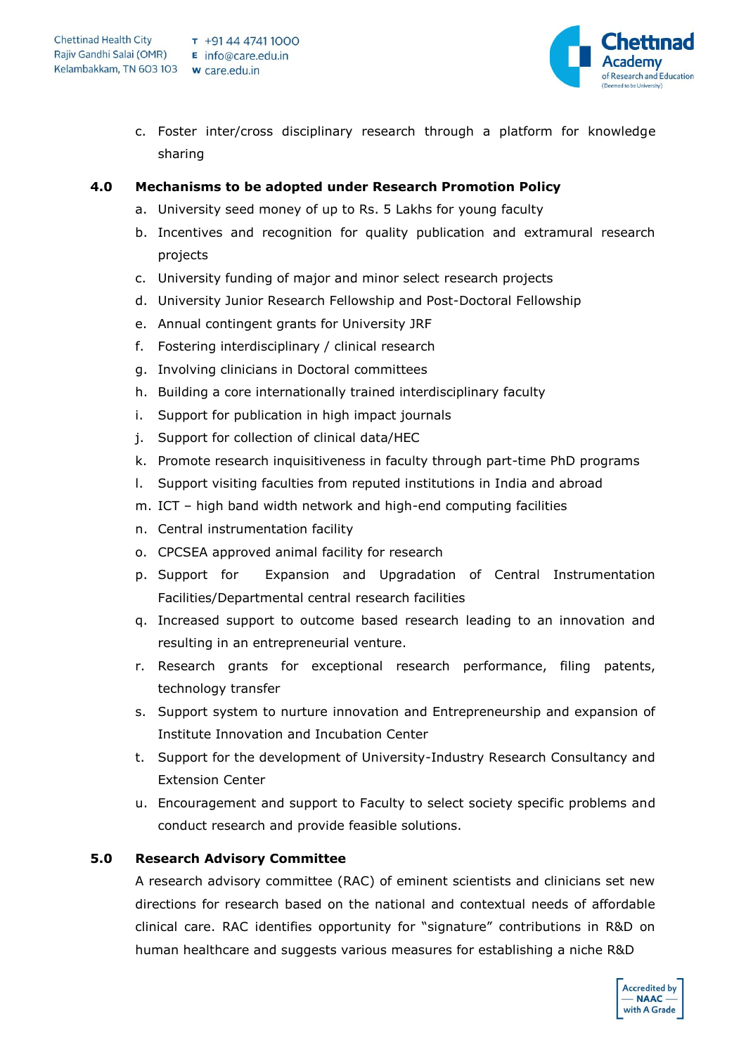c. Foster inter/cross disciplinary research through a platform for knowledge sharing

## 4.0 Mechanisms to be adopted under Research Promotion Policy

a. University seed money of up to Rs. 5 Lakhs for young faculty
b. Incentives and recognition for quality publication and extramural research projects
c. University funding of major and minor select research projects
d. University Junior Research Fellowship and Post-Doctoral Fellowship
e. Annual contingent grants for University JRF
f. Fostering interdisciplinary / clinical research
g. Involving clinicians in Doctoral committees
h. Building a core internationally trained interdisciplinary faculty
i. Support for publication in high impact journals
j. Support for collection of clinical data/HEC
k. Promote research inquisitiveness in faculty through part-time PhD programs
l. Support visiting faculties from reputed institutions in India and abroad
m. ICT – high band width network and high-end computing facilities
n. Central instrumentation facility
o. CPCSEA approved animal facility for research
p. Support for Expansion and Upgradation of Central Instrumentation Facilities/Departmental central research facilities
q. Increased support to outcome based research leading to an innovation and resulting in an entrepreneurial venture.
r. Research grants for exceptional research performance, filing patents, technology transfer
s. Support system to nurture innovation and Entrepreneurship and expansion of Institute Innovation and Incubation Center
t. Support for the development of University-Industry Research Consultancy and Extension Center
u. Encouragement and support to Faculty to select society specific problems and conduct research and provide feasible solutions.

## 5.0 Research Advisory Committee

A research advisory committee (RAC) of eminent scientists and clinicians set new directions for research based on the national and contextual needs of affordable clinical care. RAC identifies opportunity for "signature" contributions in R&D on human healthcare and suggests various measures for establishing a niche R&D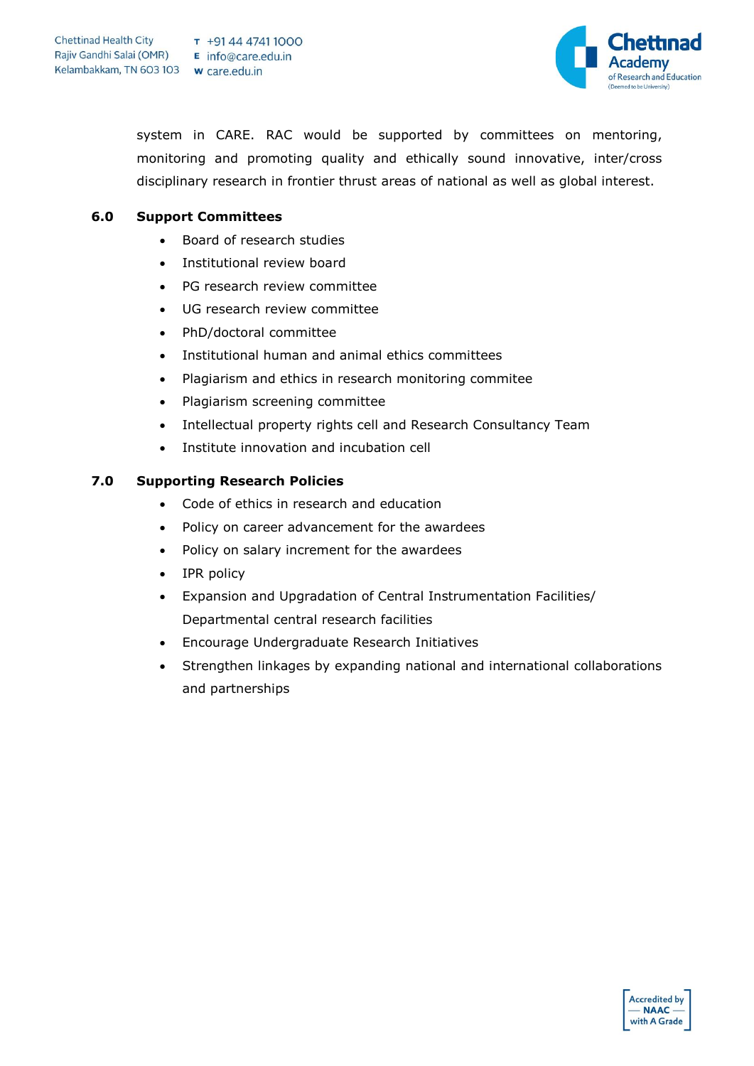system in CARE. RAC would be supported by committees on mentoring, monitoring and promoting quality and ethically sound innovative, inter/cross disciplinary research in frontier thrust areas of national as well as global interest.

## 6.0 Support Committees

- Board of research studies
- Institutional review board
- PG research review committee
- UG research review committee
- PhD/doctoral committee
- Institutional human and animal ethics committees
- Plagiarism and ethics in research monitoring commitee
- Plagiarism screening committee
- Intellectual property rights cell and Research Consultancy Team
- Institute innovation and incubation cell

## 7.0 Supporting Research Policies

- Code of ethics in research and education
- Policy on career advancement for the awardees
- Policy on salary increment for the awardees
- IPR policy
- Expansion and Upgradation of Central Instrumentation Facilities/ Departmental central research facilities
- Encourage Undergraduate Research Initiatives
- Strengthen linkages by expanding national and international collaborations and partnerships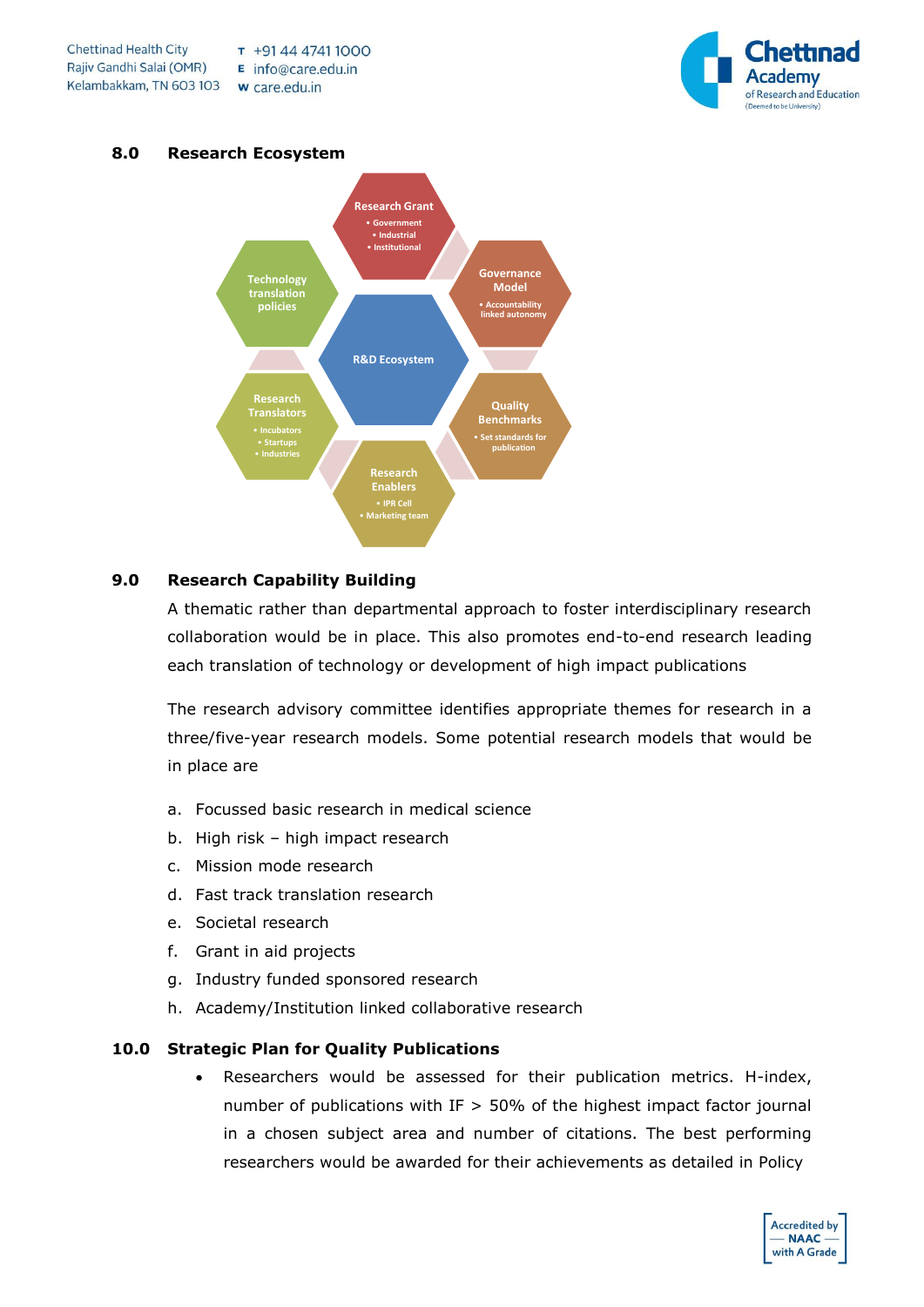## 8.0 Research Ecosystem

R&D Ecosystem

Research Grant
- Government
- Industrial
- Institutional

Governance Model
- Accountability linked autonomy

Quality Benchmarks
- Set standards for publication

Research Enablers
- IPR Cell
- Marketing team

Research Translators
- Incubators
- Startups
- Industries

Technology translation policies

## 9.0 Research Capability Building

A thematic rather than departmental approach to foster interdisciplinary research collaboration would be in place. This also promotes end-to-end research leading each translation of technology or development of high impact publications

The research advisory committee identifies appropriate themes for research in a three/five-year research models. Some potential research models that would be in place are

a. Focussed basic research in medical science
b. High risk – high impact research
c. Mission mode research
d. Fast track translation research
e. Societal research
f. Grant in aid projects
g. Industry funded sponsored research
h. Academy/Institution linked collaborative research

## 10.0 Strategic Plan for Quality Publications

- Researchers would be assessed for their publication metrics. H-index, number of publications with IF > 50% of the highest impact factor journal in a chosen subject area and number of citations. The best performing researchers would be awarded for their achievements as detailed in Policy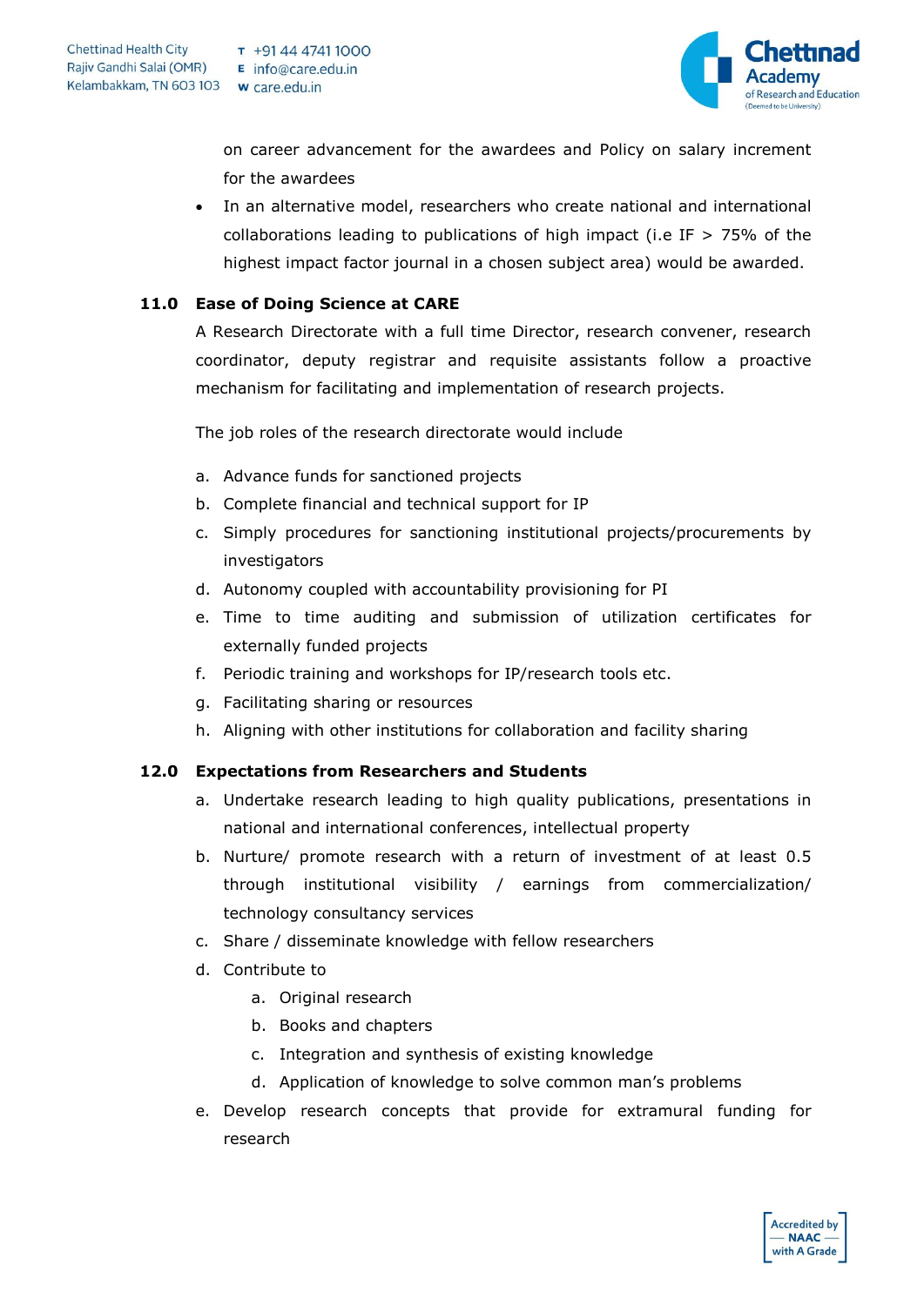on career advancement for the awardees and Policy on salary increment for the awardees

- In an alternative model, researchers who create national and international collaborations leading to publications of high impact (i.e IF > 75% of the highest impact factor journal in a chosen subject area) would be awarded.

## 11.0 Ease of Doing Science at CARE

A Research Directorate with a full time Director, research convener, research coordinator, deputy registrar and requisite assistants follow a proactive mechanism for facilitating and implementation of research projects.

The job roles of the research directorate would include

a. Advance funds for sanctioned projects
b. Complete financial and technical support for IP
c. Simply procedures for sanctioning institutional projects/procurements by investigators
d. Autonomy coupled with accountability provisioning for PI
e. Time to time auditing and submission of utilization certificates for externally funded projects
f. Periodic training and workshops for IP/research tools etc.
g. Facilitating sharing or resources
h. Aligning with other institutions for collaboration and facility sharing

## 12.0 Expectations from Researchers and Students

a. Undertake research leading to high quality publications, presentations in national and international conferences, intellectual property
b. Nurture/ promote research with a return of investment of at least 0.5 through institutional visibility / earnings from commercialization/ technology consultancy services
c. Share / disseminate knowledge with fellow researchers
d. Contribute to
    a. Original research
    b. Books and chapters
    c. Integration and synthesis of existing knowledge
    d. Application of knowledge to solve common man's problems
e. Develop research concepts that provide for extramural funding for research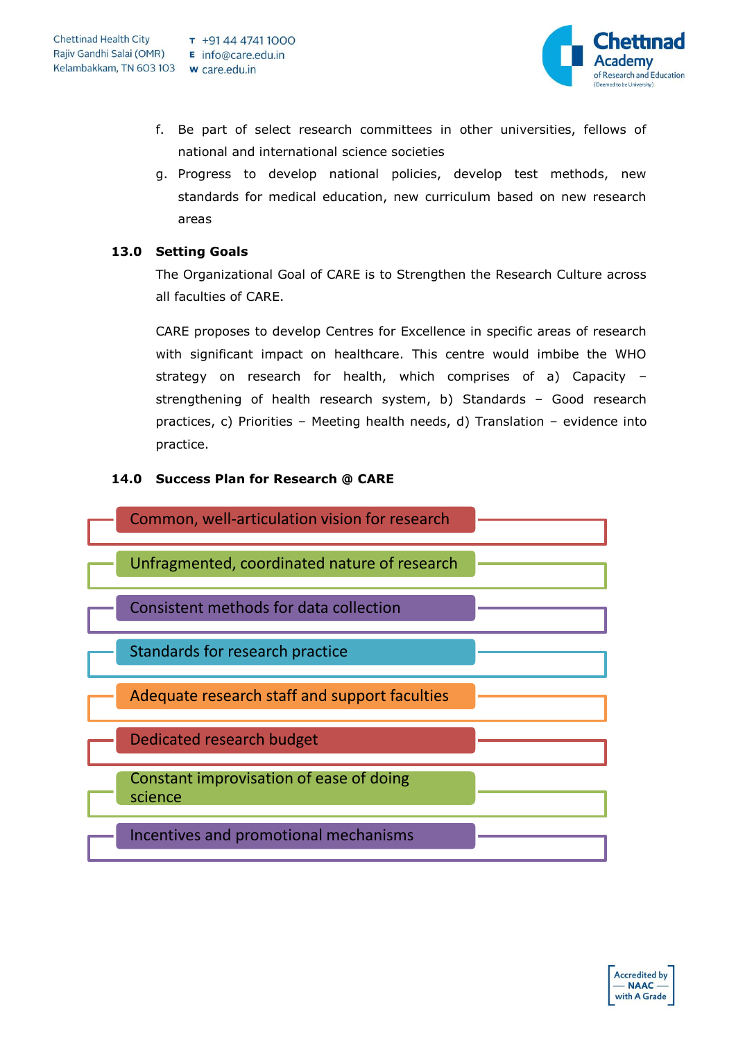f. Be part of select research committees in other universities, fellows of national and international science societies
g. Progress to develop national policies, develop test methods, new standards for medical education, new curriculum based on new research areas

## 13.0 Setting Goals

The Organizational Goal of CARE is to Strengthen the Research Culture across all faculties of CARE.

CARE proposes to develop Centres for Excellence in specific areas of research with significant impact on healthcare. This centre would imbibe the WHO strategy on research for health, which comprises of a) Capacity – strengthening of health research system, b) Standards – Good research practices, c) Priorities – Meeting health needs, d) Translation – evidence into practice.

## 14.0 Success Plan for Research @ CARE

Common, well-articulation vision for research

Unfragmented, coordinated nature of research

Consistent methods for data collection

Standards for research practice

Adequate research staff and support faculties

Dedicated research budget

Constant improvisation of ease of doing science

Incentives and promotional mechanisms